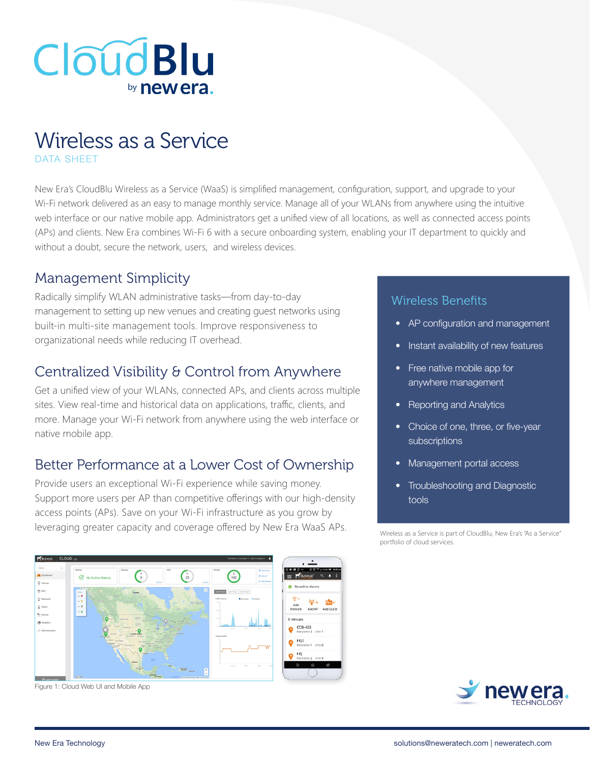CloudBlu by new era.

# Wireless as a Service

DATA SHEET

New Era's CloudBlu Wireless as a Service (WaaS) is simplified management, configuration, support, and upgrade to your Wi-Fi network delivered as an easy to manage monthly service. Manage all of your WLANs from anywhere using the intuitive web interface or our native mobile app. Administrators get a unified view of all locations, as well as connected access points (APs) and clients. New Era combines Wi-Fi 6 with a secure onboarding system, enabling your IT department to quickly and without a doubt, secure the network, users, and wireless devices.

## Management Simplicity

Radically simplify WLAN administrative tasks—from day-to-day management to setting up new venues and creating guest networks using built-in multi-site management tools. Improve responsiveness to organizational needs while reducing IT overhead.

## Centralized Visibility & Control from Anywhere

Get a unified view of your WLANs, connected APs, and clients across multiple sites. View real-time and historical data on applications, traffic, clients, and more. Manage your Wi-Fi network from anywhere using the web interface or native mobile app.

## Better Performance at a Lower Cost of Ownership

Provide users an exceptional Wi-Fi experience while saving money. Support more users per AP than competitive offerings with our high-density access points (APs). Save on your Wi-Fi infrastructure as you grow by leveraging greater capacity and coverage offered by New Era WaaS APs.

## Wireless Benefits

- AP configuration and management
- Instant availability of new features
- Free native mobile app for anywhere management
- Reporting and Analytics
- Choice of one, three, or five-year subscriptions
- Management portal access
- Troubleshooting and Diagnostic tools

Wireless as a Service is part of CloudBlu, New Era's "As a Service" portfolio of cloud services.

Figure 1: Cloud Web UI and Mobile App

new era. TECHNOLOGY

New Era Technology

solutions@neweratech.com | neweratech.com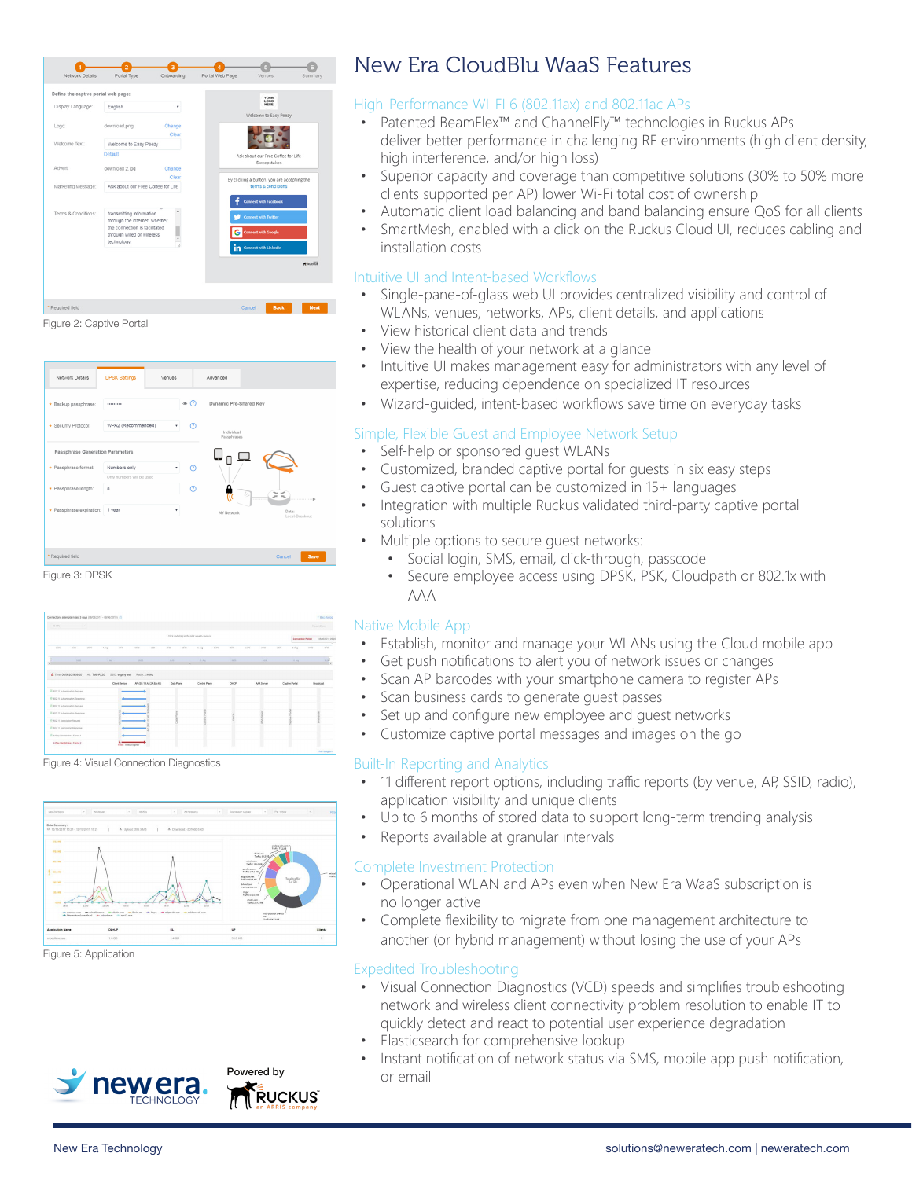Figure 2: Captive Portal

Figure 3: DPSK

Figure 4: Visual Connection Diagnostics

Figure 5: Application

# New Era CloudBlu WaaS Features

## High-Performance WI-FI 6 (802.11ax) and 802.11ac APs

- Patented BeamFlex™ and ChannelFly™ technologies in Ruckus APs deliver better performance in challenging RF environments (high client density, high interference, and/or high loss)
- Superior capacity and coverage than competitive solutions (30% to 50% more clients supported per AP) lower Wi-Fi total cost of ownership
- Automatic client load balancing and band balancing ensure QoS for all clients
- SmartMesh, enabled with a click on the Ruckus Cloud UI, reduces cabling and installation costs

## Intuitive UI and Intent-based Workflows

- Single-pane-of-glass web UI provides centralized visibility and control of WLANs, venues, networks, APs, client details, and applications
- View historical client data and trends
- View the health of your network at a glance
- Intuitive UI makes management easy for administrators with any level of expertise, reducing dependence on specialized IT resources
- Wizard-guided, intent-based workflows save time on everyday tasks

## Simple, Flexible Guest and Employee Network Setup

- Self-help or sponsored guest WLANs
- Customized, branded captive portal for guests in six easy steps
- Guest captive portal can be customized in 15+ languages
- Integration with multiple Ruckus validated third-party captive portal solutions
- Multiple options to secure guest networks:
  - Social login, SMS, email, click-through, passcode
  - Secure employee access using DPSK, PSK, Cloudpath or 802.1x with AAA

## Native Mobile App

- Establish, monitor and manage your WLANs using the Cloud mobile app
- Get push notifications to alert you of network issues or changes
- Scan AP barcodes with your smartphone camera to register APs
- Scan business cards to generate guest passes
- Set up and configure new employee and guest networks
- Customize captive portal messages and images on the go

## Built-In Reporting and Analytics

- 11 different report options, including traffic reports (by venue, AP, SSID, radio), application visibility and unique clients
- Up to 6 months of stored data to support long-term trending analysis
- Reports available at granular intervals

## Complete Investment Protection

- Operational WLAN and APs even when New Era WaaS subscription is no longer active
- Complete flexibility to migrate from one management architecture to another (or hybrid management) without losing the use of your APs

## Expedited Troubleshooting

- Visual Connection Diagnostics (VCD) speeds and simplifies troubleshooting network and wireless client connectivity problem resolution to enable IT to quickly detect and react to potential user experience degradation
- Elasticsearch for comprehensive lookup
- Instant notification of network status via SMS, mobile app push notification, or email

new era TECHNOLOGY

Powered by RUCKUS an ARRIS company

New Era Technology

solutions@neweratech.com | neweratech.com